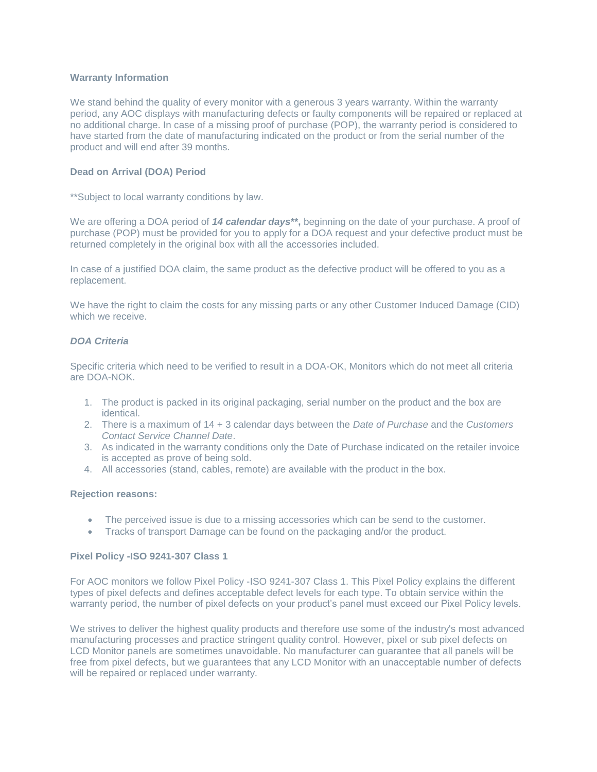**Warranty Information**

We stand behind the quality of every monitor with a generous 3 years warranty. Within the warranty period, any AOC displays with manufacturing defects or faulty components will be repaired or replaced at no additional charge. In case of a missing proof of purchase (POP), the warranty period is considered to have started from the date of manufacturing indicated on the product or from the serial number of the product and will end after 39 months.

**Dead on Arrival (DOA) Period**

**Subject to local warranty conditions by law.

We are offering a DOA period of ***14 calendar days*\*\*,** beginning on the date of your purchase. A proof of purchase (POP) must be provided for you to apply for a DOA request and your defective product must be returned completely in the original box with all the accessories included.

In case of a justified DOA claim, the same product as the defective product will be offered to you as a replacement.

We have the right to claim the costs for any missing parts or any other Customer Induced Damage (CID) which we receive.

***DOA Criteria***

Specific criteria which need to be verified to result in a DOA-OK, Monitors which do not meet all criteria are DOA-NOK.

1. The product is packed in its original packaging, serial number on the product and the box are identical.
2. There is a maximum of 14 + 3 calendar days between the *Date of Purchase* and the *Customers Contact Service Channel Date*.
3. As indicated in the warranty conditions only the Date of Purchase indicated on the retailer invoice is accepted as prove of being sold.
4. All accessories (stand, cables, remote) are available with the product in the box.

**Rejection reasons:**

- The perceived issue is due to a missing accessories which can be send to the customer.
- Tracks of transport Damage can be found on the packaging and/or the product.

**Pixel Policy -ISO 9241-307 Class 1**

For AOC monitors we follow Pixel Policy -ISO 9241-307 Class 1. This Pixel Policy explains the different types of pixel defects and defines acceptable defect levels for each type. To obtain service within the warranty period, the number of pixel defects on your product's panel must exceed our Pixel Policy levels.

We strives to deliver the highest quality products and therefore use some of the industry's most advanced manufacturing processes and practice stringent quality control. However, pixel or sub pixel defects on LCD Monitor panels are sometimes unavoidable. No manufacturer can guarantee that all panels will be free from pixel defects, but we guarantees that any LCD Monitor with an unacceptable number of defects will be repaired or replaced under warranty.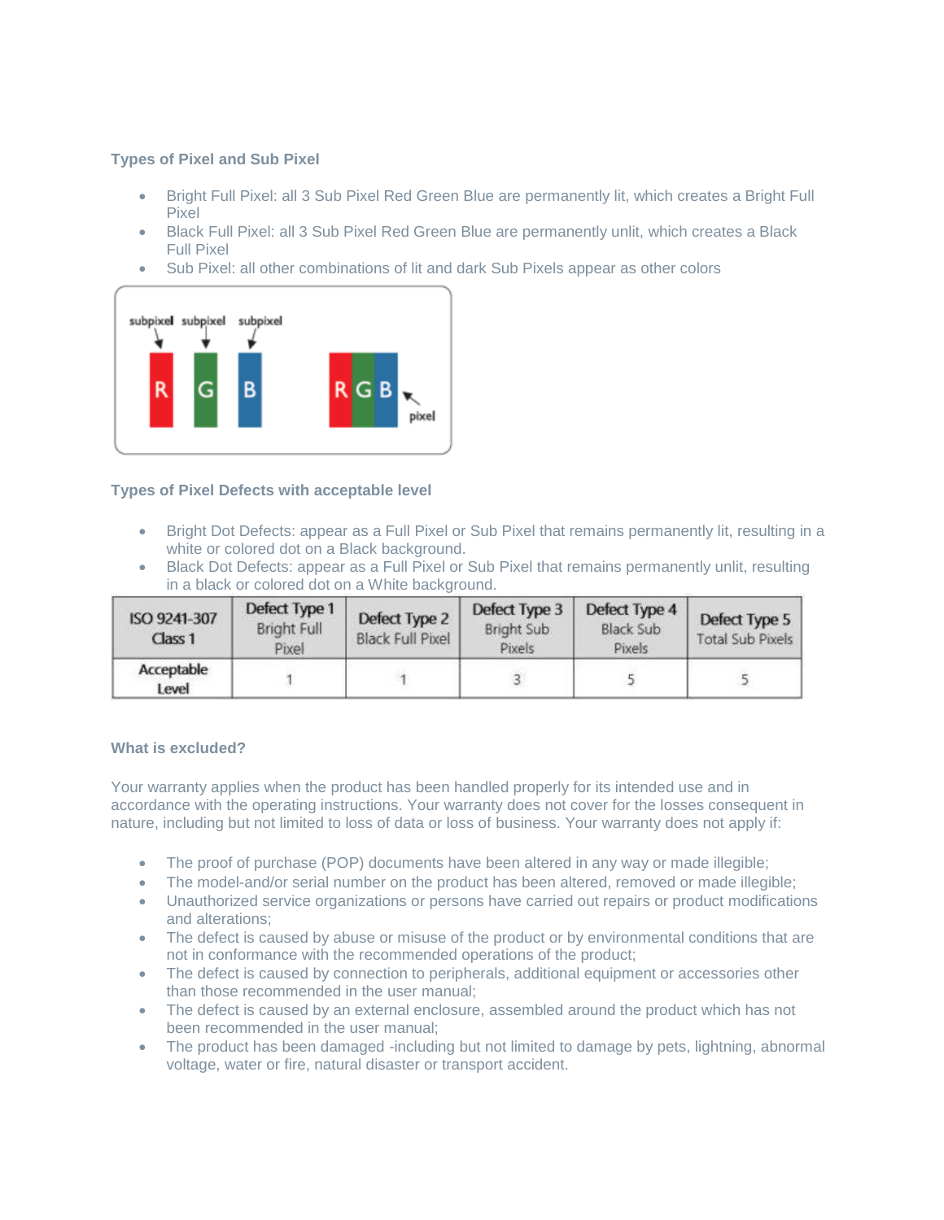### Types of Pixel and Sub Pixel

- Bright Full Pixel: all 3 Sub Pixel Red Green Blue are permanently lit, which creates a Bright Full Pixel
- Black Full Pixel: all 3 Sub Pixel Red Green Blue are permanently unlit, which creates a Black Full Pixel
- Sub Pixel: all other combinations of lit and dark Sub Pixels appear as other colors

subpixel subpixel subpixel

R G B

RGB pixel

### Types of Pixel Defects with acceptable level

- Bright Dot Defects: appear as a Full Pixel or Sub Pixel that remains permanently lit, resulting in a white or colored dot on a Black background.
- Black Dot Defects: appear as a Full Pixel or Sub Pixel that remains permanently unlit, resulting in a black or colored dot on a White background.

| ISO 9241-307 Class 1 | Defect Type 1 Bright Full Pixel | Defect Type 2 Black Full Pixel | Defect Type 3 Bright Sub Pixels | Defect Type 4 Black Sub Pixels | Defect Type 5 Total Sub Pixels |
|---|---|---|---|---|---|
| Acceptable Level | 1 | 1 | 3 | 5 | 5 |

### What is excluded?

Your warranty applies when the product has been handled properly for its intended use and in accordance with the operating instructions. Your warranty does not cover for the losses consequent in nature, including but not limited to loss of data or loss of business. Your warranty does not apply if:

- The proof of purchase (POP) documents have been altered in any way or made illegible;
- The model-and/or serial number on the product has been altered, removed or made illegible;
- Unauthorized service organizations or persons have carried out repairs or product modifications and alterations;
- The defect is caused by abuse or misuse of the product or by environmental conditions that are not in conformance with the recommended operations of the product;
- The defect is caused by connection to peripherals, additional equipment or accessories other than those recommended in the user manual;
- The defect is caused by an external enclosure, assembled around the product which has not been recommended in the user manual;
- The product has been damaged -including but not limited to damage by pets, lightning, abnormal voltage, water or fire, natural disaster or transport accident.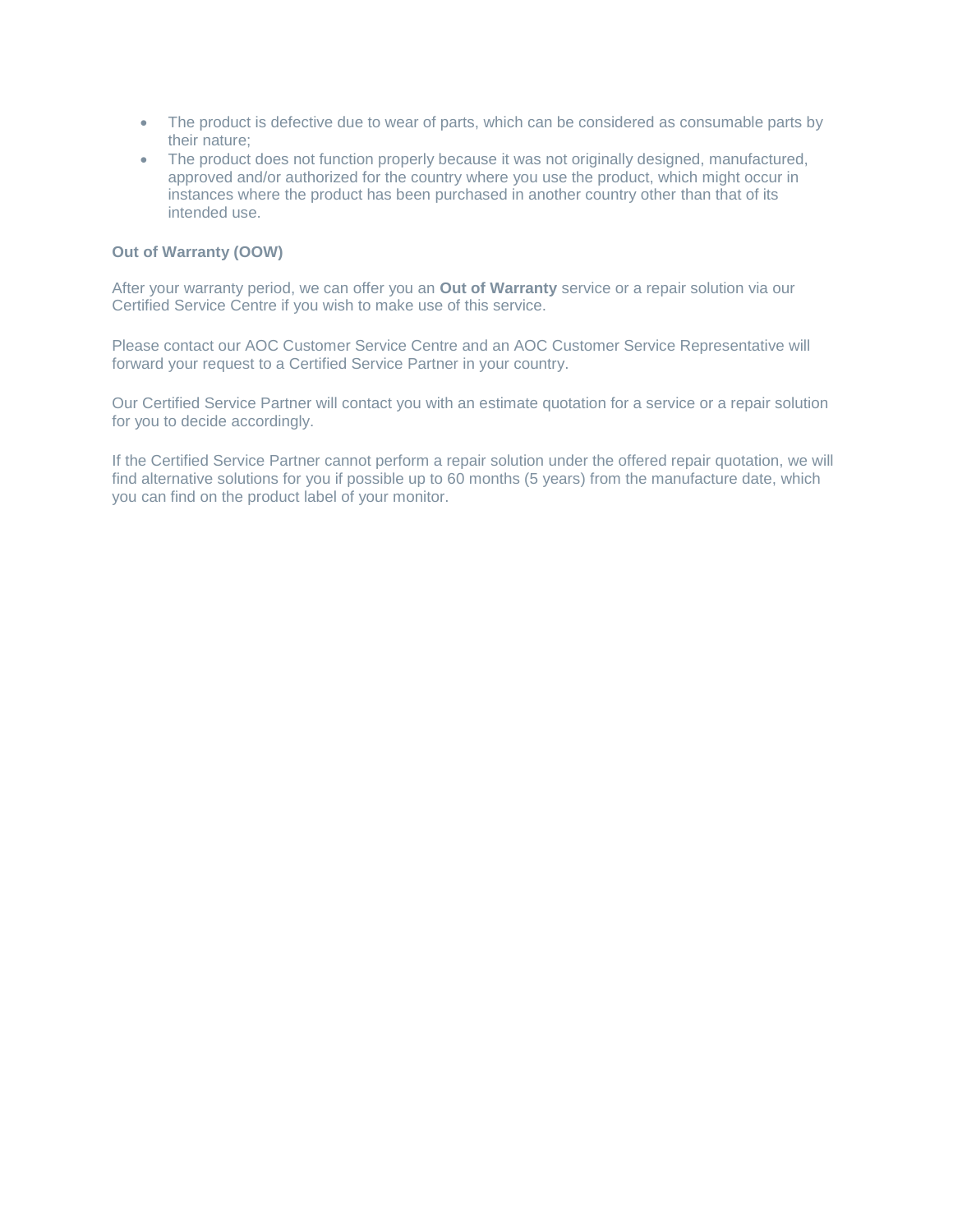- The product is defective due to wear of parts, which can be considered as consumable parts by their nature;
- The product does not function properly because it was not originally designed, manufactured, approved and/or authorized for the country where you use the product, which might occur in instances where the product has been purchased in another country other than that of its intended use.

**Out of Warranty (OOW)**

After your warranty period, we can offer you an **Out of Warranty** service or a repair solution via our Certified Service Centre if you wish to make use of this service.

Please contact our AOC Customer Service Centre and an AOC Customer Service Representative will forward your request to a Certified Service Partner in your country.

Our Certified Service Partner will contact you with an estimate quotation for a service or a repair solution for you to decide accordingly.

If the Certified Service Partner cannot perform a repair solution under the offered repair quotation, we will find alternative solutions for you if possible up to 60 months (5 years) from the manufacture date, which you can find on the product label of your monitor.